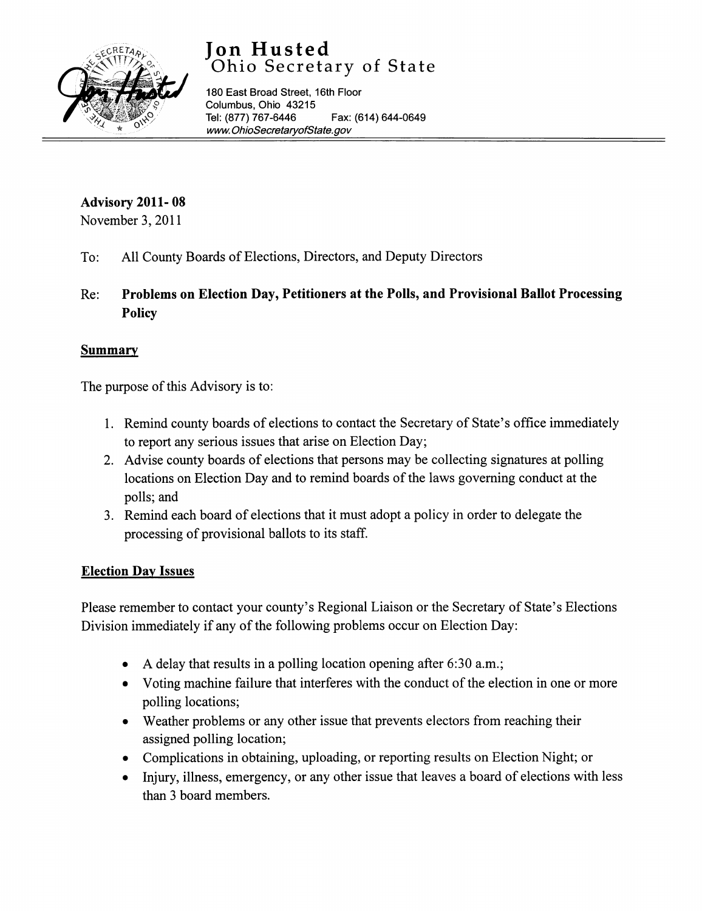# Jon Husted
## Ohio Secretary of State

180 East Broad Street, 16th Floor
Columbus, Ohio 43215
Tel: (877) 767-6446 Fax: (614) 644-0649
*www.OhioSecretaryofState.gov*

---

**Advisory 2011- 08**
November 3, 2011

To: All County Boards of Elections, Directors, and Deputy Directors

Re: **Problems on Election Day, Petitioners at the Polls, and Provisional Ballot Processing Policy**

## Summary

The purpose of this Advisory is to:

1. Remind county boards of elections to contact the Secretary of State's office immediately to report any serious issues that arise on Election Day;
2. Advise county boards of elections that persons may be collecting signatures at polling locations on Election Day and to remind boards of the laws governing conduct at the polls; and
3. Remind each board of elections that it must adopt a policy in order to delegate the processing of provisional ballots to its staff.

## Election Day Issues

Please remember to contact your county's Regional Liaison or the Secretary of State's Elections Division immediately if any of the following problems occur on Election Day:

- A delay that results in a polling location opening after 6:30 a.m.;
- Voting machine failure that interferes with the conduct of the election in one or more polling locations;
- Weather problems or any other issue that prevents electors from reaching their assigned polling location;
- Complications in obtaining, uploading, or reporting results on Election Night; or
- Injury, illness, emergency, or any other issue that leaves a board of elections with less than 3 board members.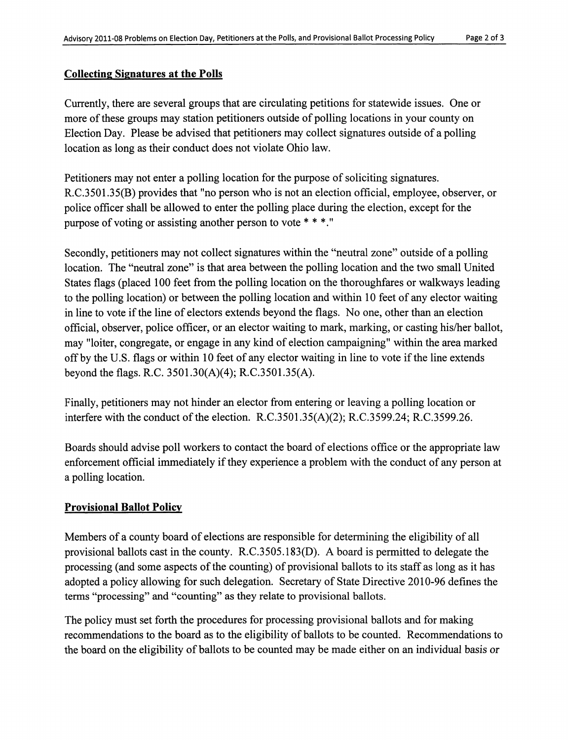**Collecting Signatures at the Polls**

Currently, there are several groups that are circulating petitions for statewide issues. One or more of these groups may station petitioners outside of polling locations in your county on Election Day. Please be advised that petitioners may collect signatures outside of a polling location as long as their conduct does not violate Ohio law.

Petitioners may not enter a polling location for the purpose of soliciting signatures. R.C.3501.35(B) provides that "no person who is not an election official, employee, observer, or police officer shall be allowed to enter the polling place during the election, except for the purpose of voting or assisting another person to vote * * *."

Secondly, petitioners may not collect signatures within the "neutral zone" outside of a polling location. The "neutral zone" is that area between the polling location and the two small United States flags (placed 100 feet from the polling location on the thoroughfares or walkways leading to the polling location) or between the polling location and within 10 feet of any elector waiting in line to vote if the line of electors extends beyond the flags. No one, other than an election official, observer, police officer, or an elector waiting to mark, marking, or casting his/her ballot, may "loiter, congregate, or engage in any kind of election campaigning" within the area marked off by the U.S. flags or within 10 feet of any elector waiting in line to vote if the line extends beyond the flags. R.C. 3501.30(A)(4); R.C.3501.35(A).

Finally, petitioners may not hinder an elector from entering or leaving a polling location or interfere with the conduct of the election. R.C.3501.35(A)(2); R.C.3599.24; R.C.3599.26.

Boards should advise poll workers to contact the board of elections office or the appropriate law enforcement official immediately if they experience a problem with the conduct of any person at a polling location.

**Provisional Ballot Policy**

Members of a county board of elections are responsible for determining the eligibility of all provisional ballots cast in the county. R.C.3505.183(D). A board is permitted to delegate the processing (and some aspects of the counting) of provisional ballots to its staff as long as it has adopted a policy allowing for such delegation. Secretary of State Directive 2010-96 defines the terms "processing" and "counting" as they relate to provisional ballots.

The policy must set forth the procedures for processing provisional ballots and for making recommendations to the board as to the eligibility of ballots to be counted. Recommendations to the board on the eligibility of ballots to be counted may be made either on an individual basis or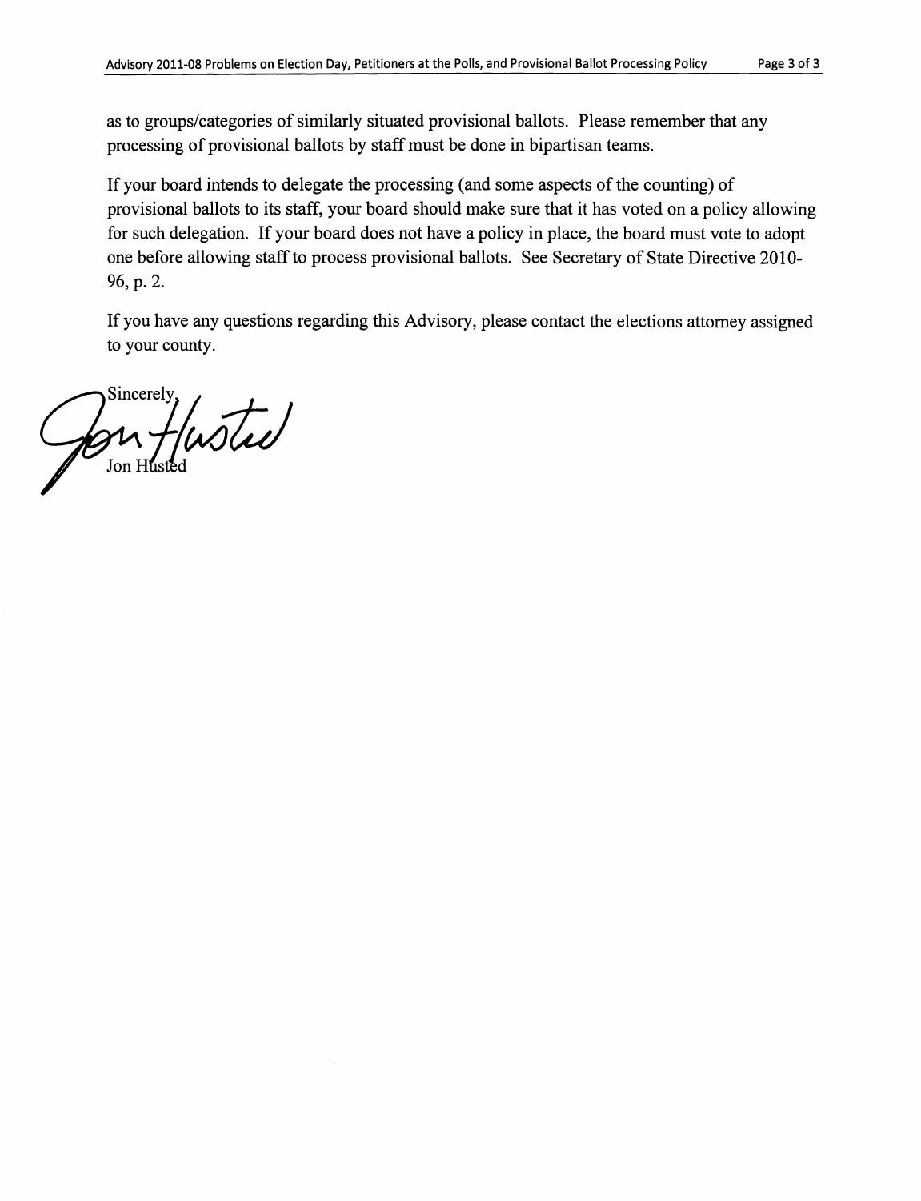as to groups/categories of similarly situated provisional ballots. Please remember that any processing of provisional ballots by staff must be done in bipartisan teams.

If your board intends to delegate the processing (and some aspects of the counting) of provisional ballots to its staff, your board should make sure that it has voted on a policy allowing for such delegation. If your board does not have a policy in place, the board must vote to adopt one before allowing staff to process provisional ballots. See Secretary of State Directive 2010-96, p. 2.

If you have any questions regarding this Advisory, please contact the elections attorney assigned to your county.

Sincerely,

Jon Husted